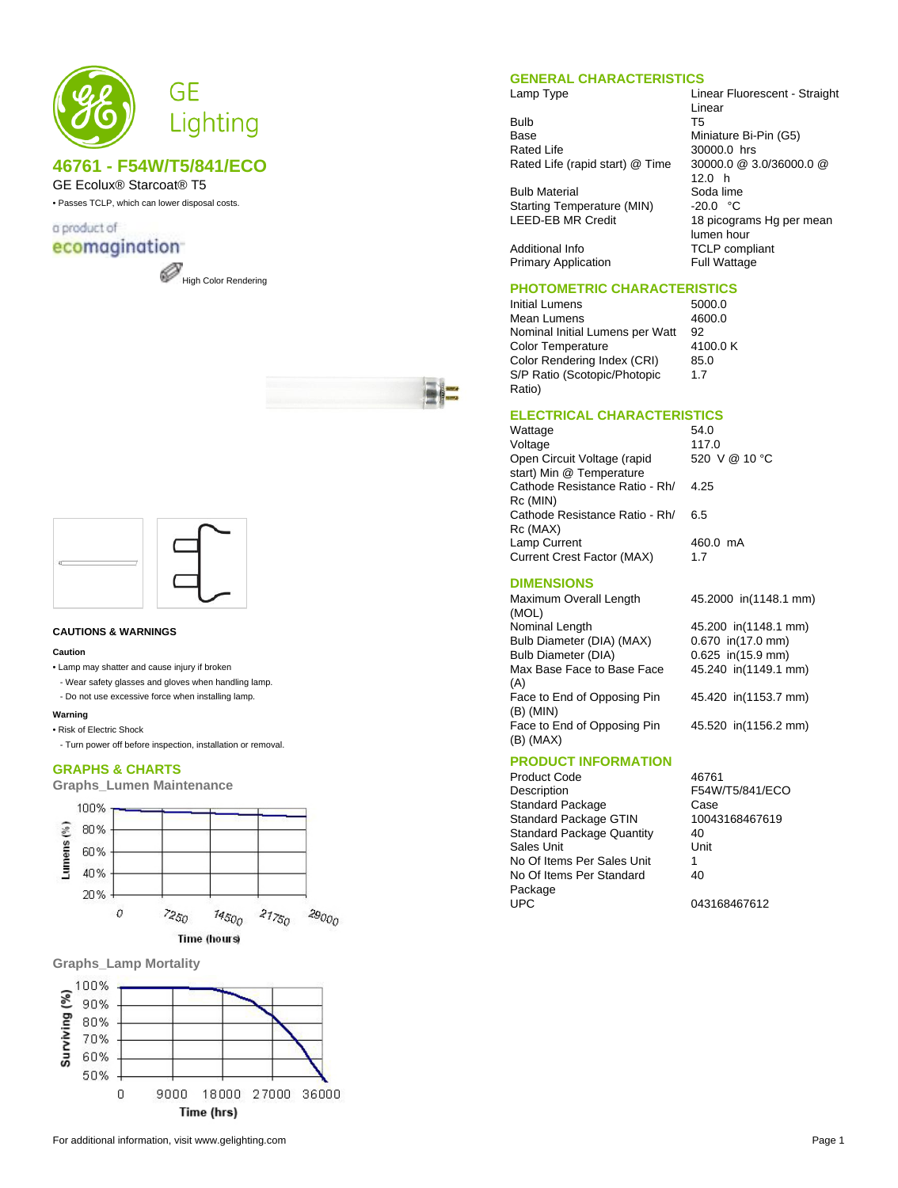GE Lighting

# 46761 - F54W/T5/841/ECO

GE Ecolux® Starcoat® T5

- Passes TCLP, which can lower disposal costs.

a product of ecomagination

High Color Rendering

## CAUTIONS & WARNINGS

**Caution**

- Lamp may shatter and cause injury if broken
  - Wear safety glasses and gloves when handling lamp.
  - Do not use excessive force when installing lamp.

**Warning**

- Risk of Electric Shock
  - Turn power off before inspection, installation or removal.

## GRAPHS & CHARTS

### Graphs_Lumen Maintenance

Lumens (%): 100%, 80%, 60%, 40%, 20%

Time (hours): 0, 7250, 14500, 21750, 29000

### Graphs_Lamp Mortality

Surviving (%): 100%, 90%, 80%, 70%, 60%, 50%

Time (hrs): 0, 9000, 18000, 27000, 36000

## GENERAL CHARACTERISTICS

| | |
|---|---|
| Lamp Type | Linear Fluorescent - Straight Linear |
| Bulb | T5 |
| Base | Miniature Bi-Pin (G5) |
| Rated Life | 30000.0 hrs |
| Rated Life (rapid start) @ Time | 30000.0 @ 3.0/36000.0 @ 12.0 h |
| Bulb Material | Soda lime |
| Starting Temperature (MIN) | -20.0 °C |
| LEED-EB MR Credit | 18 picograms Hg per mean lumen hour |
| Additional Info | TCLP compliant |
| Primary Application | Full Wattage |

## PHOTOMETRIC CHARACTERISTICS

| | |
|---|---|
| Initial Lumens | 5000.0 |
| Mean Lumens | 4600.0 |
| Nominal Initial Lumens per Watt | 92 |
| Color Temperature | 4100.0 K |
| Color Rendering Index (CRI) | 85.0 |
| S/P Ratio (Scotopic/Photopic Ratio) | 1.7 |

## ELECTRICAL CHARACTERISTICS

| | |
|---|---|
| Wattage | 54.0 |
| Voltage | 117.0 |
| Open Circuit Voltage (rapid start) Min @ Temperature | 520 V @ 10 °C |
| Cathode Resistance Ratio - Rh/Rc (MIN) | 4.25 |
| Cathode Resistance Ratio - Rh/Rc (MAX) | 6.5 |
| Lamp Current | 460.0 mA |
| Current Crest Factor (MAX) | 1.7 |

## DIMENSIONS

| | |
|---|---|
| Maximum Overall Length (MOL) | 45.2000 in(1148.1 mm) |
| Nominal Length | 45.200 in(1148.1 mm) |
| Bulb Diameter (DIA) (MAX) | 0.670 in(17.0 mm) |
| Bulb Diameter (DIA) | 0.625 in(15.9 mm) |
| Max Base Face to Base Face (A) | 45.240 in(1149.1 mm) |
| Face to End of Opposing Pin (B) (MIN) | 45.420 in(1153.7 mm) |
| Face to End of Opposing Pin (B) (MAX) | 45.520 in(1156.2 mm) |

## PRODUCT INFORMATION

| | |
|---|---|
| Product Code | 46761 |
| Description | F54W/T5/841/ECO |
| Standard Package | Case |
| Standard Package GTIN | 10043168467619 |
| Standard Package Quantity | 40 |
| Sales Unit | Unit |
| No Of Items Per Sales Unit | 1 |
| No Of Items Per Standard Package | 40 |
| UPC | 043168467612 |

For additional information, visit www.gelighting.com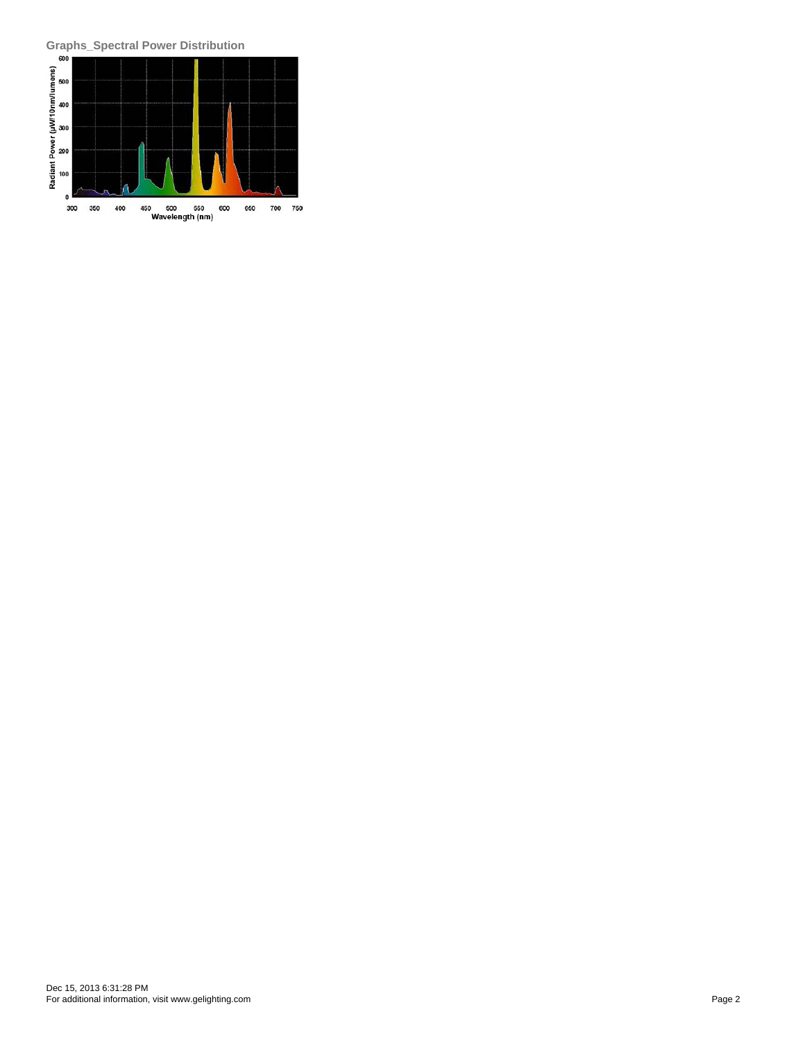**Graphs_Spectral Power Distribution**

Radiant Power (µW/10nm/lumens)

600
500
400
300
200
100
0

300 350 400 450 500 550 600 650 700 750

Wavelength (nm)

Dec 15, 2013 6:31:28 PM
For additional information, visit www.gelighting.com